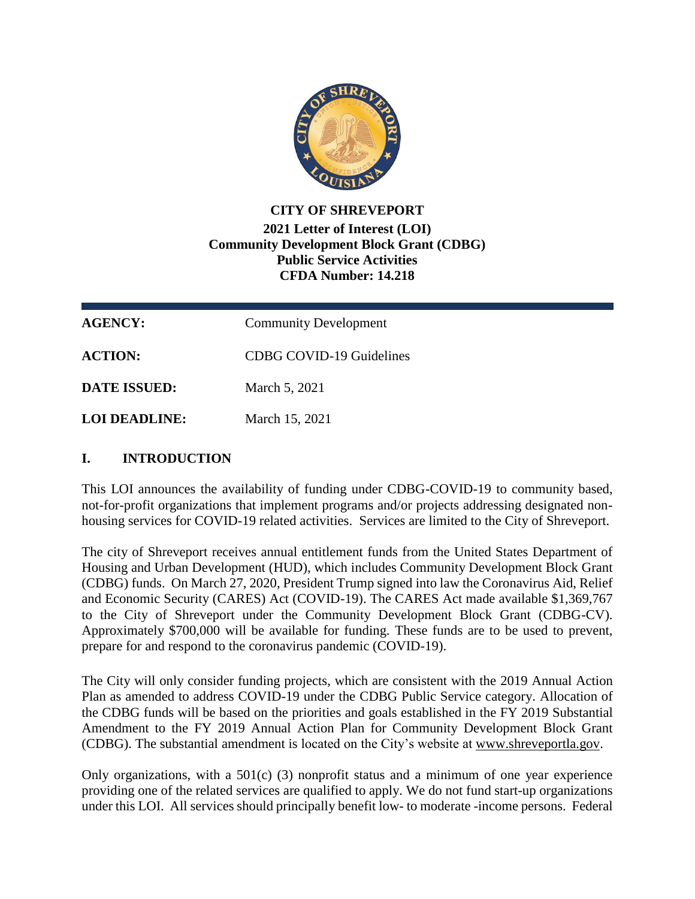**CITY OF SHREVEPORT**

**2021 Letter of Interest (LOI)**
**Community Development Block Grant (CDBG)**
**Public Service Activities**
**CFDA Number: 14.218**

---

| | |
|---|---|
| **AGENCY:** | Community Development |
| **ACTION:** | CDBG COVID-19 Guidelines |
| **DATE ISSUED:** | March 5, 2021 |
| **LOI DEADLINE:** | March 15, 2021 |

## I. INTRODUCTION

This LOI announces the availability of funding under CDBG-COVID-19 to community based, not-for-profit organizations that implement programs and/or projects addressing designated non-housing services for COVID-19 related activities. Services are limited to the City of Shreveport.

The city of Shreveport receives annual entitlement funds from the United States Department of Housing and Urban Development (HUD), which includes Community Development Block Grant (CDBG) funds. On March 27, 2020, President Trump signed into law the Coronavirus Aid, Relief and Economic Security (CARES) Act (COVID-19). The CARES Act made available $1,369,767 to the City of Shreveport under the Community Development Block Grant (CDBG-CV). Approximately $700,000 will be available for funding. These funds are to be used to prevent, prepare for and respond to the coronavirus pandemic (COVID-19).

The City will only consider funding projects, which are consistent with the 2019 Annual Action Plan as amended to address COVID-19 under the CDBG Public Service category. Allocation of the CDBG funds will be based on the priorities and goals established in the FY 2019 Substantial Amendment to the FY 2019 Annual Action Plan for Community Development Block Grant (CDBG). The substantial amendment is located on the City's website at www.shreveportla.gov.

Only organizations, with a 501(c) (3) nonprofit status and a minimum of one year experience providing one of the related services are qualified to apply. We do not fund start-up organizations under this LOI. All services should principally benefit low- to moderate -income persons. Federal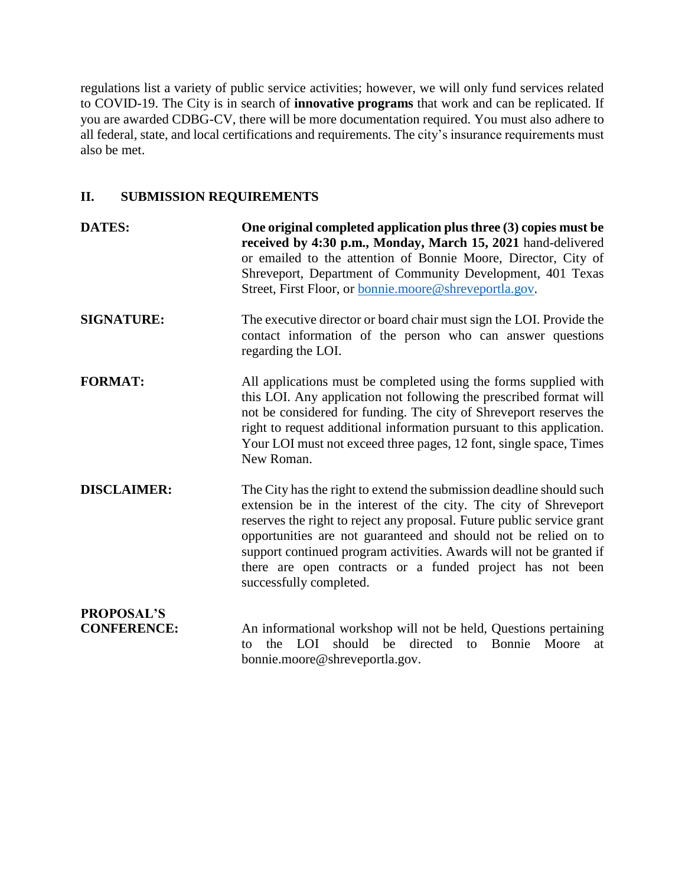regulations list a variety of public service activities; however, we will only fund services related to COVID-19. The City is in search of **innovative programs** that work and can be replicated. If you are awarded CDBG-CV, there will be more documentation required. You must also adhere to all federal, state, and local certifications and requirements. The city's insurance requirements must also be met.

## II. SUBMISSION REQUIREMENTS

**DATES:** **One original completed application plus three (3) copies must be received by 4:30 p.m., Monday, March 15, 2021** hand-delivered or emailed to the attention of Bonnie Moore, Director, City of Shreveport, Department of Community Development, 401 Texas Street, First Floor, or bonnie.moore@shreveportla.gov.

**SIGNATURE:** The executive director or board chair must sign the LOI. Provide the contact information of the person who can answer questions regarding the LOI.

**FORMAT:** All applications must be completed using the forms supplied with this LOI. Any application not following the prescribed format will not be considered for funding. The city of Shreveport reserves the right to request additional information pursuant to this application. Your LOI must not exceed three pages, 12 font, single space, Times New Roman.

**DISCLAIMER:** The City has the right to extend the submission deadline should such extension be in the interest of the city. The city of Shreveport reserves the right to reject any proposal. Future public service grant opportunities are not guaranteed and should not be relied on to support continued program activities. Awards will not be granted if there are open contracts or a funded project has not been successfully completed.

**PROPOSAL'S CONFERENCE:** An informational workshop will not be held, Questions pertaining to the LOI should be directed to Bonnie Moore at bonnie.moore@shreveportla.gov.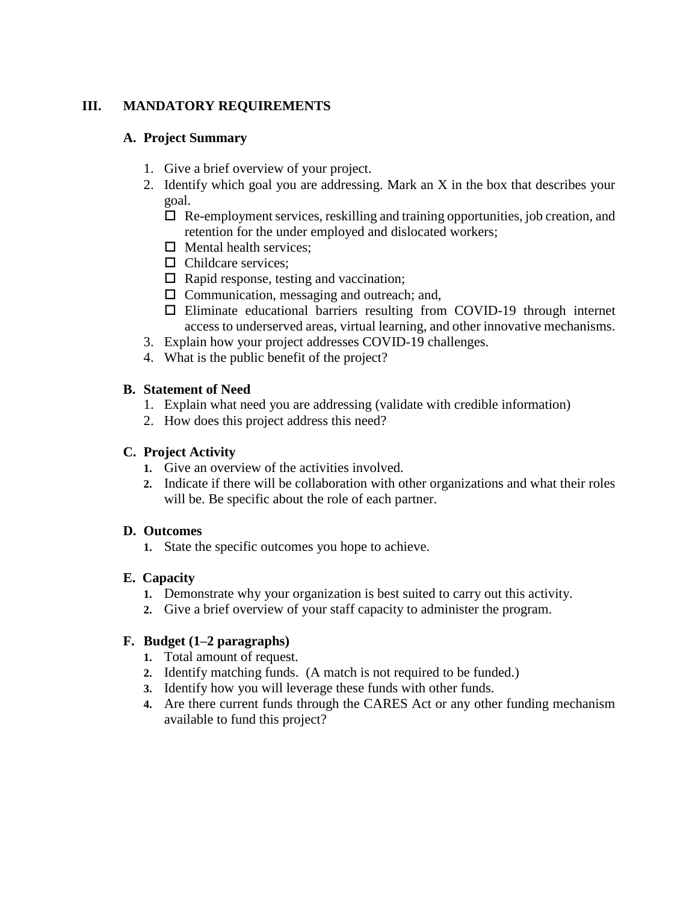## III. MANDATORY REQUIREMENTS

### A. Project Summary

1. Give a brief overview of your project.
2. Identify which goal you are addressing. Mark an X in the box that describes your goal.
   - ☐ Re-employment services, reskilling and training opportunities, job creation, and retention for the under employed and dislocated workers;
   - ☐ Mental health services;
   - ☐ Childcare services;
   - ☐ Rapid response, testing and vaccination;
   - ☐ Communication, messaging and outreach; and,
   - ☐ Eliminate educational barriers resulting from COVID-19 through internet access to underserved areas, virtual learning, and other innovative mechanisms.
3. Explain how your project addresses COVID-19 challenges.
4. What is the public benefit of the project?

### B. Statement of Need

1. Explain what need you are addressing (validate with credible information)
2. How does this project address this need?

### C. Project Activity

1. Give an overview of the activities involved.
2. Indicate if there will be collaboration with other organizations and what their roles will be. Be specific about the role of each partner.

### D. Outcomes

1. State the specific outcomes you hope to achieve.

### E. Capacity

1. Demonstrate why your organization is best suited to carry out this activity.
2. Give a brief overview of your staff capacity to administer the program.

### F. Budget (1–2 paragraphs)

1. Total amount of request.
2. Identify matching funds. (A match is not required to be funded.)
3. Identify how you will leverage these funds with other funds.
4. Are there current funds through the CARES Act or any other funding mechanism available to fund this project?